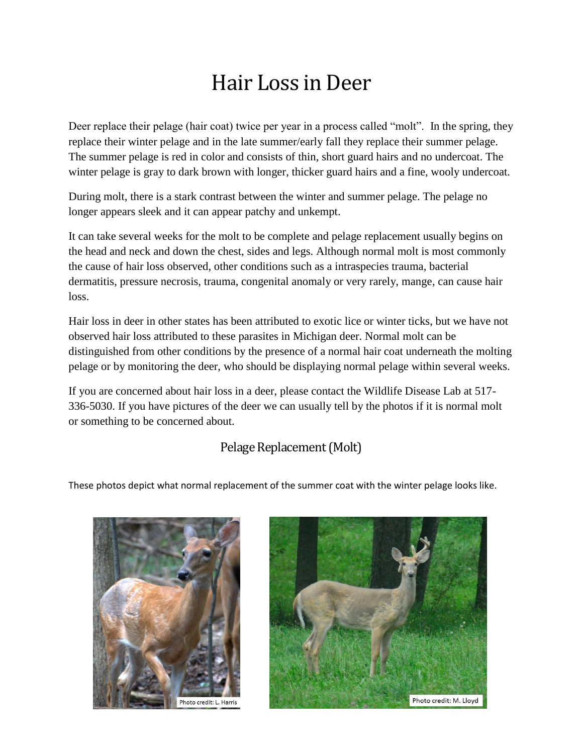# Hair Loss in Deer

Deer replace their pelage (hair coat) twice per year in a process called "molt". In the spring, they replace their winter pelage and in the late summer/early fall they replace their summer pelage. The summer pelage is red in color and consists of thin, short guard hairs and no undercoat. The winter pelage is gray to dark brown with longer, thicker guard hairs and a fine, wooly undercoat.

During molt, there is a stark contrast between the winter and summer pelage. The pelage no longer appears sleek and it can appear patchy and unkempt.

It can take several weeks for the molt to be complete and pelage replacement usually begins on the head and neck and down the chest, sides and legs. Although normal molt is most commonly the cause of hair loss observed, other conditions such as a intraspecies trauma, bacterial dermatitis, pressure necrosis, trauma, congenital anomaly or very rarely, mange, can cause hair loss.

Hair loss in deer in other states has been attributed to exotic lice or winter ticks, but we have not observed hair loss attributed to these parasites in Michigan deer. Normal molt can be distinguished from other conditions by the presence of a normal hair coat underneath the molting pelage or by monitoring the deer, who should be displaying normal pelage within several weeks.

If you are concerned about hair loss in a deer, please contact the Wildlife Disease Lab at 517-336-5030. If you have pictures of the deer we can usually tell by the photos if it is normal molt or something to be concerned about.

## Pelage Replacement (Molt)

These photos depict what normal replacement of the summer coat with the winter pelage looks like.

Photo credit: L. Harris

Photo credit: M. Lloyd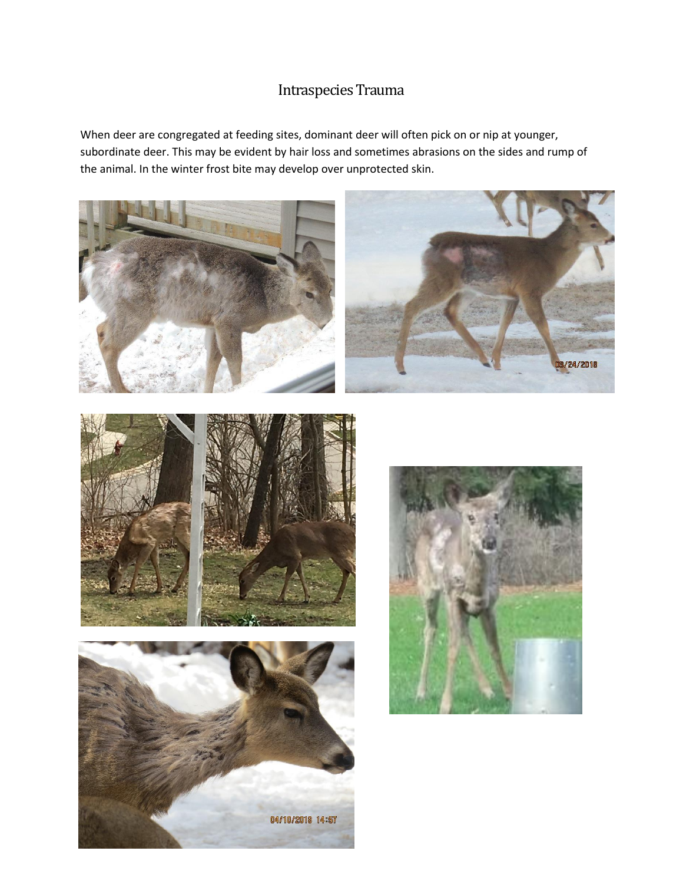# Intraspecies Trauma

When deer are congregated at feeding sites, dominant deer will often pick on or nip at younger, subordinate deer. This may be evident by hair loss and sometimes abrasions on the sides and rump of the animal. In the winter frost bite may develop over unprotected skin.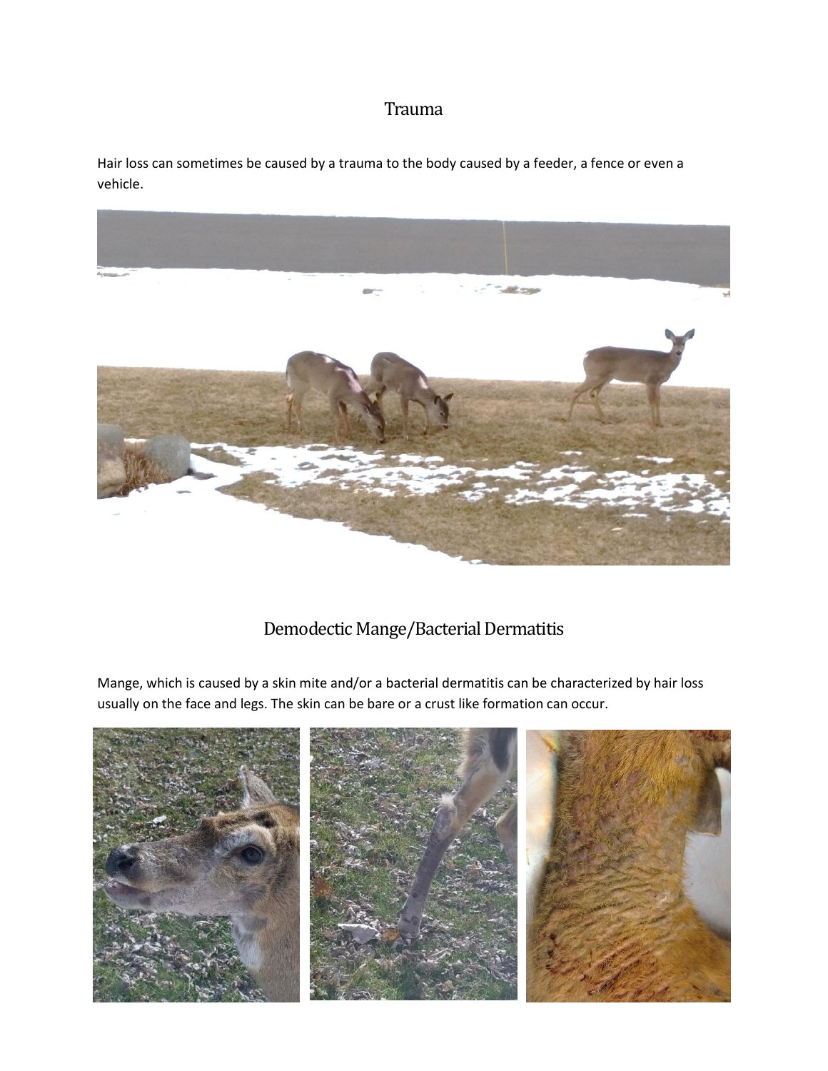## Trauma

Hair loss can sometimes be caused by a trauma to the body caused by a feeder, a fence or even a vehicle.

## Demodectic Mange/Bacterial Dermatitis

Mange, which is caused by a skin mite and/or a bacterial dermatitis can be characterized by hair loss usually on the face and legs. The skin can be bare or a crust like formation can occur.